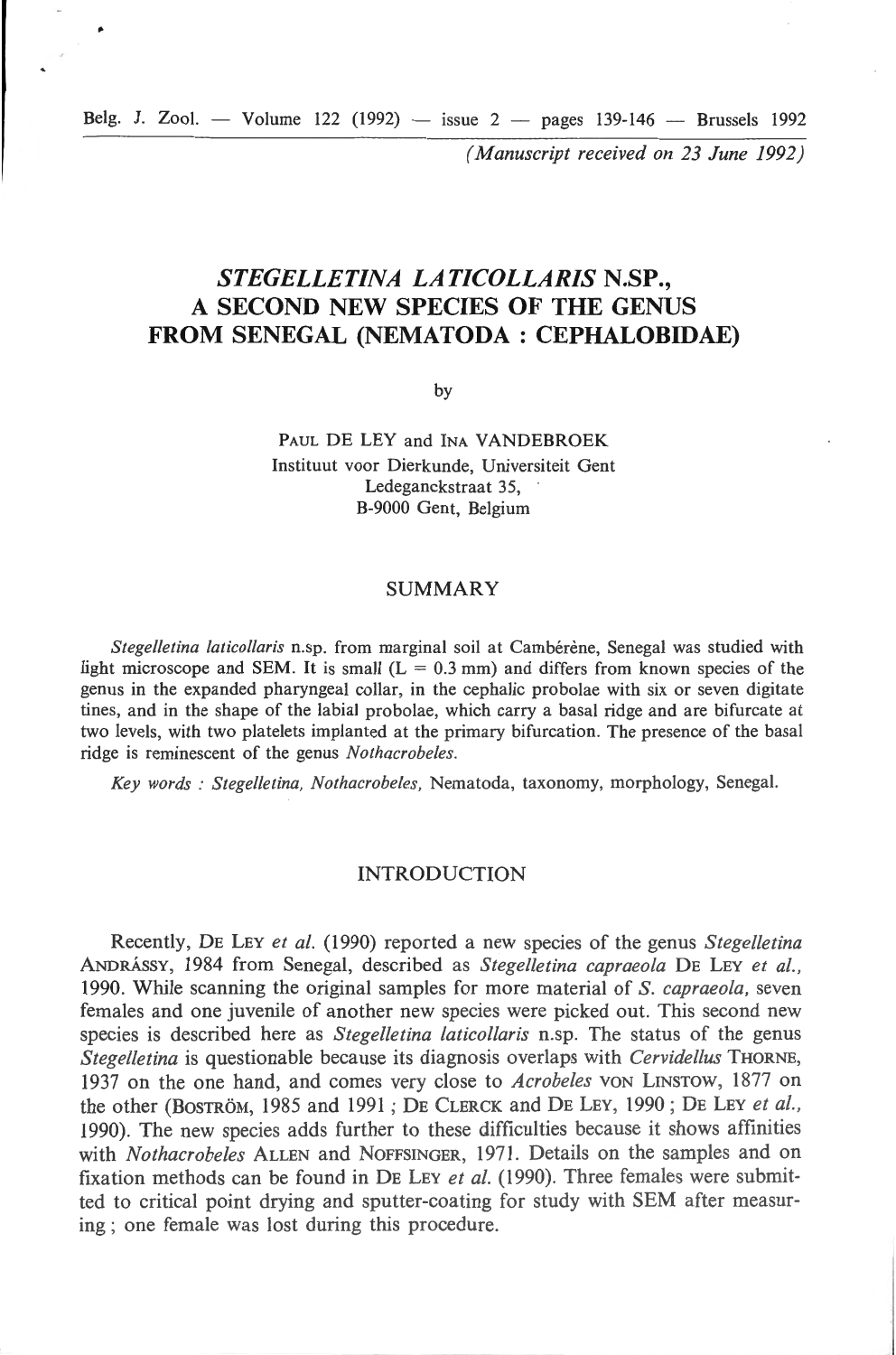(Manuscript received on 23 June 1992)

# STEGELLETINA LATICOLLARIS N.SP., A SECOND NEW SPECIES OF THE GENUS FROM SENEGAL (NEMATODA : CEPHALOBIDAE)

by

PAUL DE LEY and INA VANDEBROEK
Instituut voor Dierkunde, Universiteit Gent
Ledeganckstraat 35,
B-9000 Gent, Belgium

## SUMMARY

*Stegelletina laticollaris* n.sp. from marginal soil at Cambérène, Senegal was studied with light microscope and SEM. It is small (L = 0.3 mm) and differs from known species of the genus in the expanded pharyngeal collar, in the cephalic probolae with six or seven digitate tines, and in the shape of the labial probolae, which carry a basal ridge and are bifurcate at two levels, with two platelets implanted at the primary bifurcation. The presence of the basal ridge is reminescent of the genus *Nothacrobeles*.

*Key words : Stegelletina, Nothacrobeles*, Nematoda, taxonomy, morphology, Senegal.

## INTRODUCTION

Recently, DE LEY *et al.* (1990) reported a new species of the genus *Stegelletina* ANDRÁSSY, 1984 from Senegal, described as *Stegelletina capraeola* DE LEY *et al.*, 1990. While scanning the original samples for more material of *S. capraeola*, seven females and one juvenile of another new species were picked out. This second new species is described here as *Stegelletina laticollaris* n.sp. The status of the genus *Stegelletina* is questionable because its diagnosis overlaps with *Cervidellus* THORNE, 1937 on the one hand, and comes very close to *Acrobeles* VON LINSTOW, 1877 on the other (BOSTRÖM, 1985 and 1991 ; DE CLERCK and DE LEY, 1990 ; DE LEY *et al.*, 1990). The new species adds further to these difficulties because it shows affinities with *Nothacrobeles* ALLEN and NOFFSINGER, 1971. Details on the samples and on fixation methods can be found in DE LEY *et al.* (1990). Three females were submitted to critical point drying and sputter-coating for study with SEM after measuring ; one female was lost during this procedure.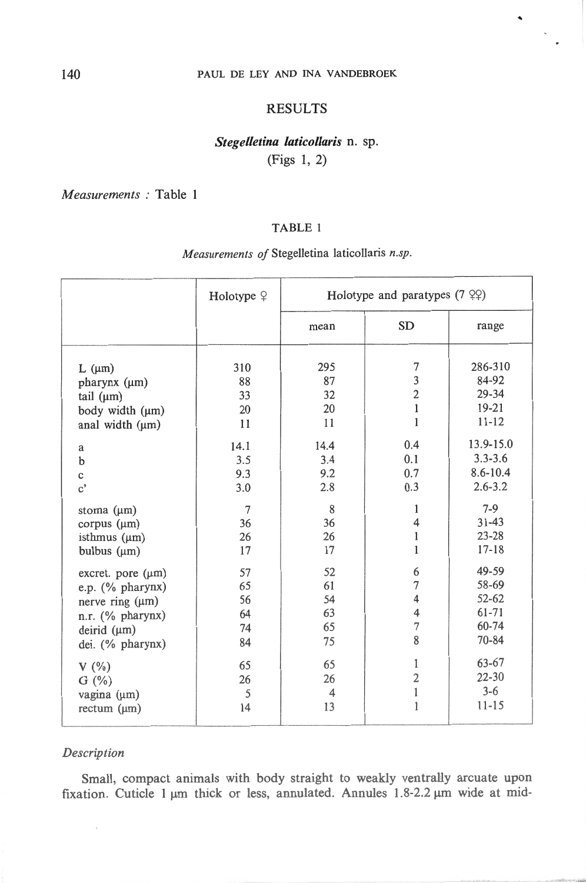## RESULTS

### *Stegelletina laticollaris* n. sp.

(Figs 1, 2)

*Measurements* : Table 1

TABLE 1

*Measurements of* Stegelletina laticollaris *n.sp.*

| | Holotype ♀ | Holotype and paratypes (7 ♀♀) | | |
|---|---|---|---|---|
| | | mean | SD | range |
| L (µm) | 310 | 295 | 7 | 286-310 |
| pharynx (µm) | 88 | 87 | 3 | 84-92 |
| tail (µm) | 33 | 32 | 2 | 29-34 |
| body width (µm) | 20 | 20 | 1 | 19-21 |
| anal width (µm) | 11 | 11 | 1 | 11-12 |
| a | 14.1 | 14.4 | 0.4 | 13.9-15.0 |
| b | 3.5 | 3.4 | 0.1 | 3.3-3.6 |
| c | 9.3 | 9.2 | 0.7 | 8.6-10.4 |
| c' | 3.0 | 2.8 | 0.3 | 2.6-3.2 |
| stoma (µm) | 7 | 8 | 1 | 7-9 |
| corpus (µm) | 36 | 36 | 4 | 31-43 |
| isthmus (µm) | 26 | 26 | 1 | 23-28 |
| bulbus (µm) | 17 | 17 | 1 | 17-18 |
| excret. pore (µm) | 57 | 52 | 6 | 49-59 |
| e.p. (% pharynx) | 65 | 61 | 7 | 58-69 |
| nerve ring (µm) | 56 | 54 | 4 | 52-62 |
| n.r. (% pharynx) | 64 | 63 | 4 | 61-71 |
| deirid (µm) | 74 | 65 | 7 | 60-74 |
| dei. (% pharynx) | 84 | 75 | 8 | 70-84 |
| V (%) | 65 | 65 | 1 | 63-67 |
| G (%) | 26 | 26 | 2 | 22-30 |
| vagina (µm) | 5 | 4 | 1 | 3-6 |
| rectum (µm) | 14 | 13 | 1 | 11-15 |

*Description*

Small, compact animals with body straight to weakly ventrally arcuate upon fixation. Cuticle 1 µm thick or less, annulated. Annules 1.8-2.2 µm wide at mid-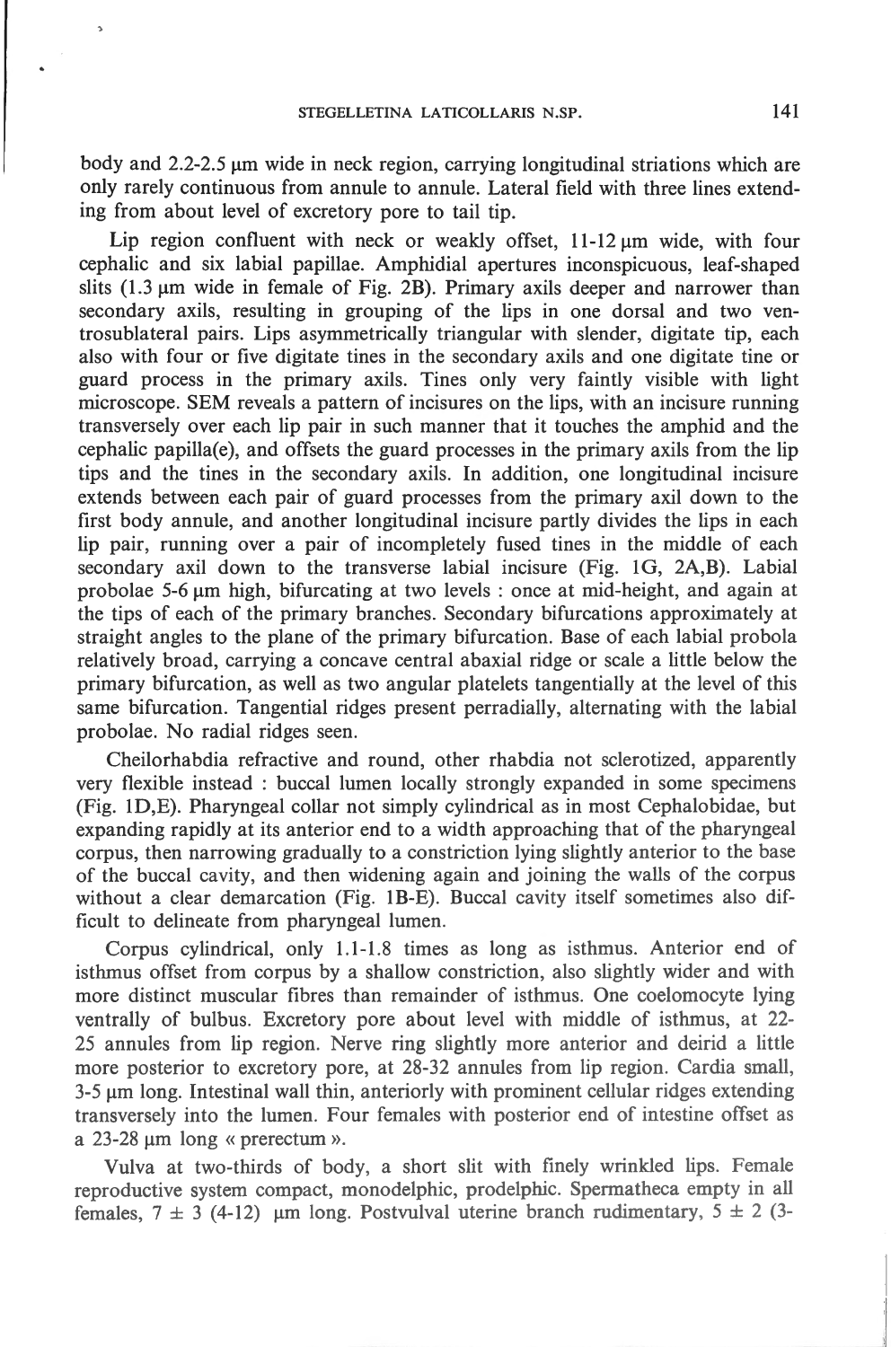body and 2.2-2.5 μm wide in neck region, carrying longitudinal striations which are only rarely continuous from annule to annule. Lateral field with three lines extending from about level of excretory pore to tail tip.

Lip region confluent with neck or weakly offset, 11-12 μm wide, with four cephalic and six labial papillae. Amphidial apertures inconspicuous, leaf-shaped slits (1.3 μm wide in female of Fig. 2B). Primary axils deeper and narrower than secondary axils, resulting in grouping of the lips in one dorsal and two ventrosublateral pairs. Lips asymmetrically triangular with slender, digitate tip, each also with four or five digitate tines in the secondary axils and one digitate tine or guard process in the primary axils. Tines only very faintly visible with light microscope. SEM reveals a pattern of incisures on the lips, with an incisure running transversely over each lip pair in such manner that it touches the amphid and the cephalic papilla(e), and offsets the guard processes in the primary axils from the lip tips and the tines in the secondary axils. In addition, one longitudinal incisure extends between each pair of guard processes from the primary axil down to the first body annule, and another longitudinal incisure partly divides the lips in each lip pair, running over a pair of incompletely fused tines in the middle of each secondary axil down to the transverse labial incisure (Fig. 1G, 2A,B). Labial probolae 5-6 μm high, bifurcating at two levels : once at mid-height, and again at the tips of each of the primary branches. Secondary bifurcations approximately at straight angles to the plane of the primary bifurcation. Base of each labial probola relatively broad, carrying a concave central abaxial ridge or scale a little below the primary bifurcation, as well as two angular platelets tangentially at the level of this same bifurcation. Tangential ridges present perradially, alternating with the labial probolae. No radial ridges seen.

Cheilorhabdia refractive and round, other rhabdia not sclerotized, apparently very flexible instead : buccal lumen locally strongly expanded in some specimens (Fig. 1D,E). Pharyngeal collar not simply cylindrical as in most Cephalobidae, but expanding rapidly at its anterior end to a width approaching that of the pharyngeal corpus, then narrowing gradually to a constriction lying slightly anterior to the base of the buccal cavity, and then widening again and joining the walls of the corpus without a clear demarcation (Fig. 1B-E). Buccal cavity itself sometimes also difficult to delineate from pharyngeal lumen.

Corpus cylindrical, only 1.1-1.8 times as long as isthmus. Anterior end of isthmus offset from corpus by a shallow constriction, also slightly wider and with more distinct muscular fibres than remainder of isthmus. One coelomocyte lying ventrally of bulbus. Excretory pore about level with middle of isthmus, at 22-25 annules from lip region. Nerve ring slightly more anterior and deirid a little more posterior to excretory pore, at 28-32 annules from lip region. Cardia small, 3-5 μm long. Intestinal wall thin, anteriorly with prominent cellular ridges extending transversely into the lumen. Four females with posterior end of intestine offset as a 23-28 μm long « prerectum ».

Vulva at two-thirds of body, a short slit with finely wrinkled lips. Female reproductive system compact, monodelphic, prodelphic. Spermatheca empty in all females, 7 ± 3 (4-12) μm long. Postvulval uterine branch rudimentary, 5 ± 2 (3-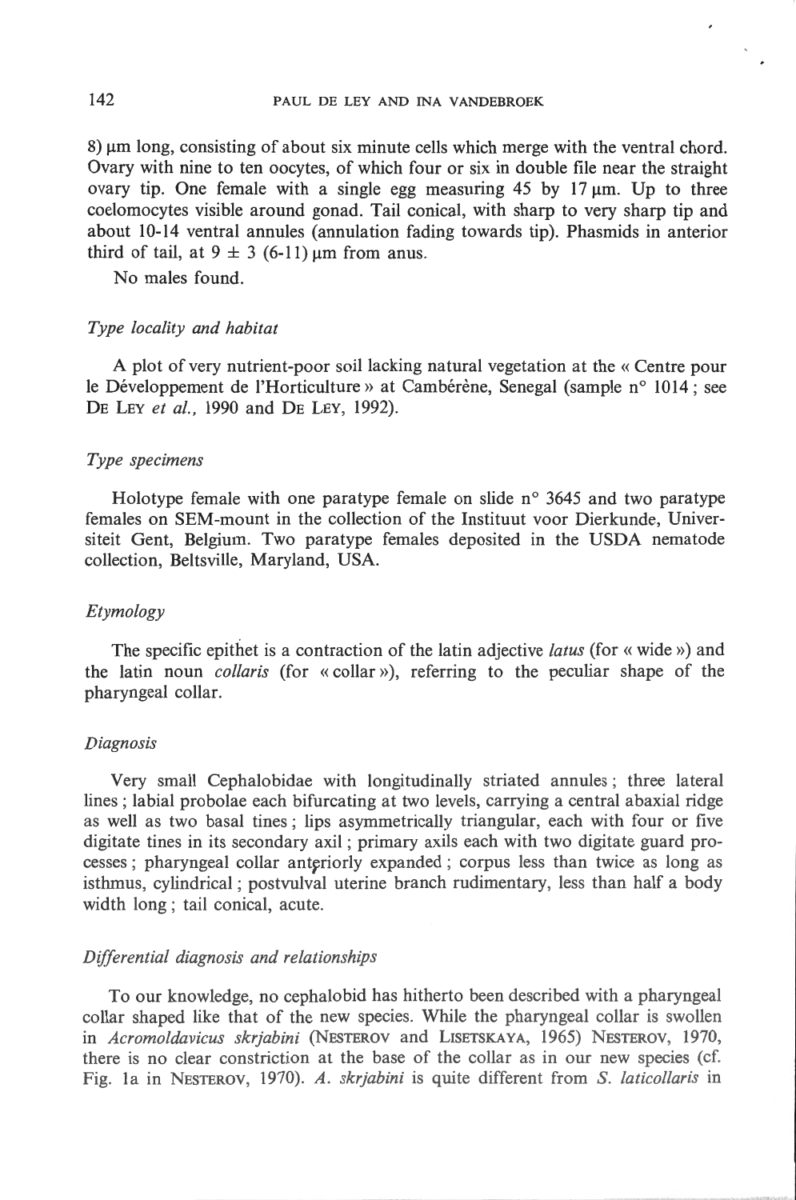8) μm long, consisting of about six minute cells which merge with the ventral chord. Ovary with nine to ten oocytes, of which four or six in double file near the straight ovary tip. One female with a single egg measuring 45 by 17 μm. Up to three coelomocytes visible around gonad. Tail conical, with sharp to very sharp tip and about 10-14 ventral annules (annulation fading towards tip). Phasmids in anterior third of tail, at $9 \pm 3$ (6-11) μm from anus.

No males found.

### *Type locality and habitat*

A plot of very nutrient-poor soil lacking natural vegetation at the « Centre pour le Développement de l'Horticulture » at Cambérène, Senegal (sample n° 1014 ; see De Ley *et al.*, 1990 and De Ley, 1992).

### *Type specimens*

Holotype female with one paratype female on slide n° 3645 and two paratype females on SEM-mount in the collection of the Instituut voor Dierkunde, Universiteit Gent, Belgium. Two paratype females deposited in the USDA nematode collection, Beltsville, Maryland, USA.

### *Etymology*

The specific epithet is a contraction of the latin adjective *latus* (for « wide ») and the latin noun *collaris* (for « collar »), referring to the peculiar shape of the pharyngeal collar.

### *Diagnosis*

Very small Cephalobidae with longitudinally striated annules ; three lateral lines ; labial probolae each bifurcating at two levels, carrying a central abaxial ridge as well as two basal tines ; lips asymmetrically triangular, each with four or five digitate tines in its secondary axil ; primary axils each with two digitate guard processes ; pharyngeal collar anteriorly expanded ; corpus less than twice as long as isthmus, cylindrical ; postvulval uterine branch rudimentary, less than half a body width long ; tail conical, acute.

### *Differential diagnosis and relationships*

To our knowledge, no cephalobid has hitherto been described with a pharyngeal collar shaped like that of the new species. While the pharyngeal collar is swollen in *Acromoldavicus skrjabini* (Nesterov and Lisetskaya, 1965) Nesterov, 1970, there is no clear constriction at the base of the collar as in our new species (cf. Fig. 1a in Nesterov, 1970). *A. skrjabini* is quite different from *S. laticollaris* in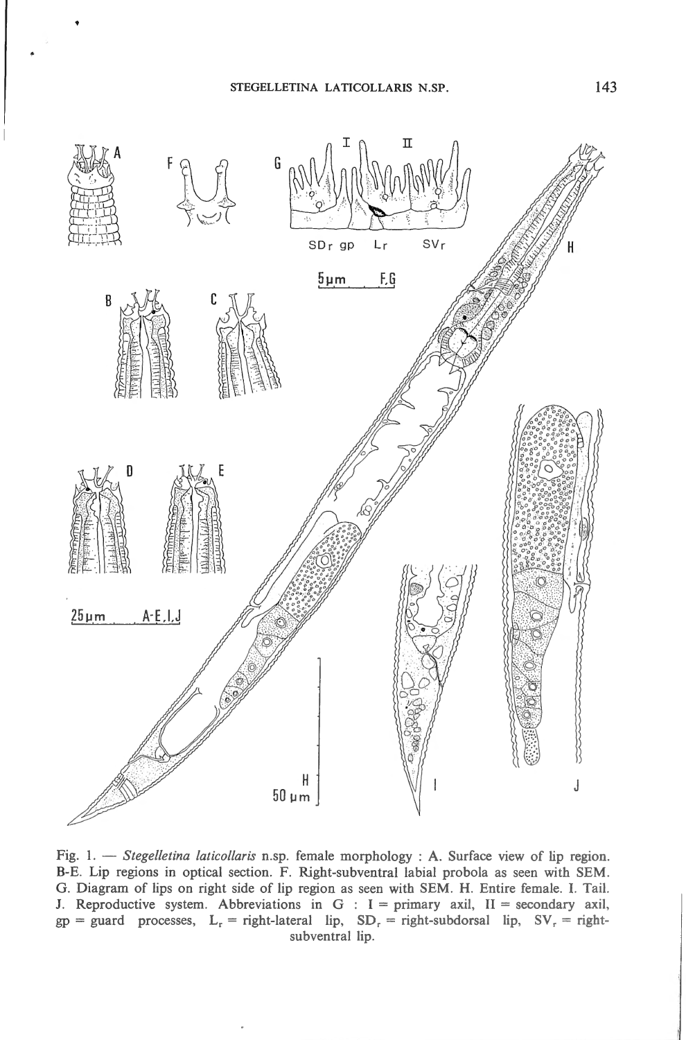Fig. 1. — *Stegelletina laticollaris* n.sp. female morphology : A. Surface view of lip region. B-E. Lip regions in optical section. F. Right-subventral labial probola as seen with SEM. G. Diagram of lips on right side of lip region as seen with SEM. H. Entire female. I. Tail. J. Reproductive system. Abbreviations in G : I = primary axil, II = secondary axil, gp = guard processes, $L_r$ = right-lateral lip, $SD_r$ = right-subdorsal lip, $SV_r$ = right-subventral lip.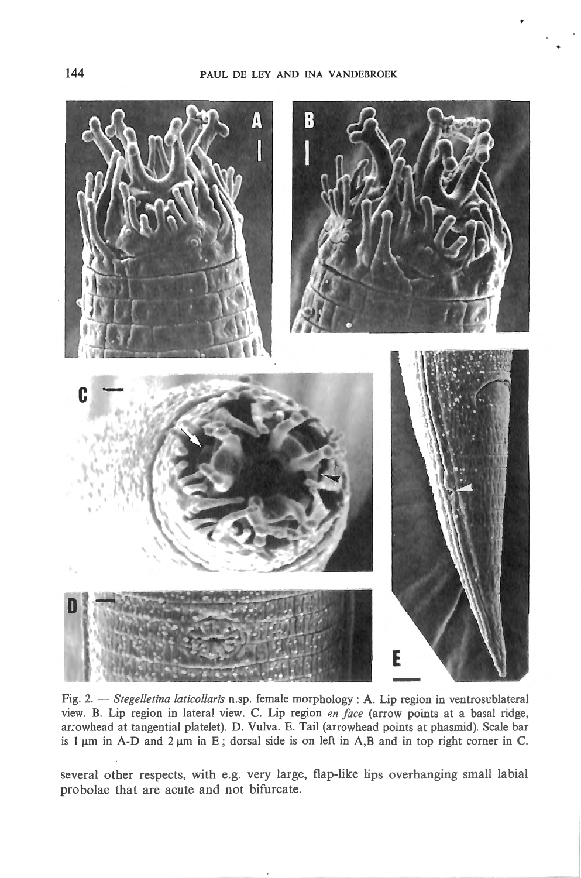Fig. 2. — *Stegelletina laticollaris* n.sp. female morphology : A. Lip region in ventrosublateral view. B. Lip region in lateral view. C. Lip region *en face* (arrow points at a basal ridge, arrowhead at tangential platelet). D. Vulva. E. Tail (arrowhead points at phasmid). Scale bar is 1 µm in A-D and 2 µm in E ; dorsal side is on left in A,B and in top right corner in C.

several other respects, with e.g. very large, flap-like lips overhanging small labial probolae that are acute and not bifurcate.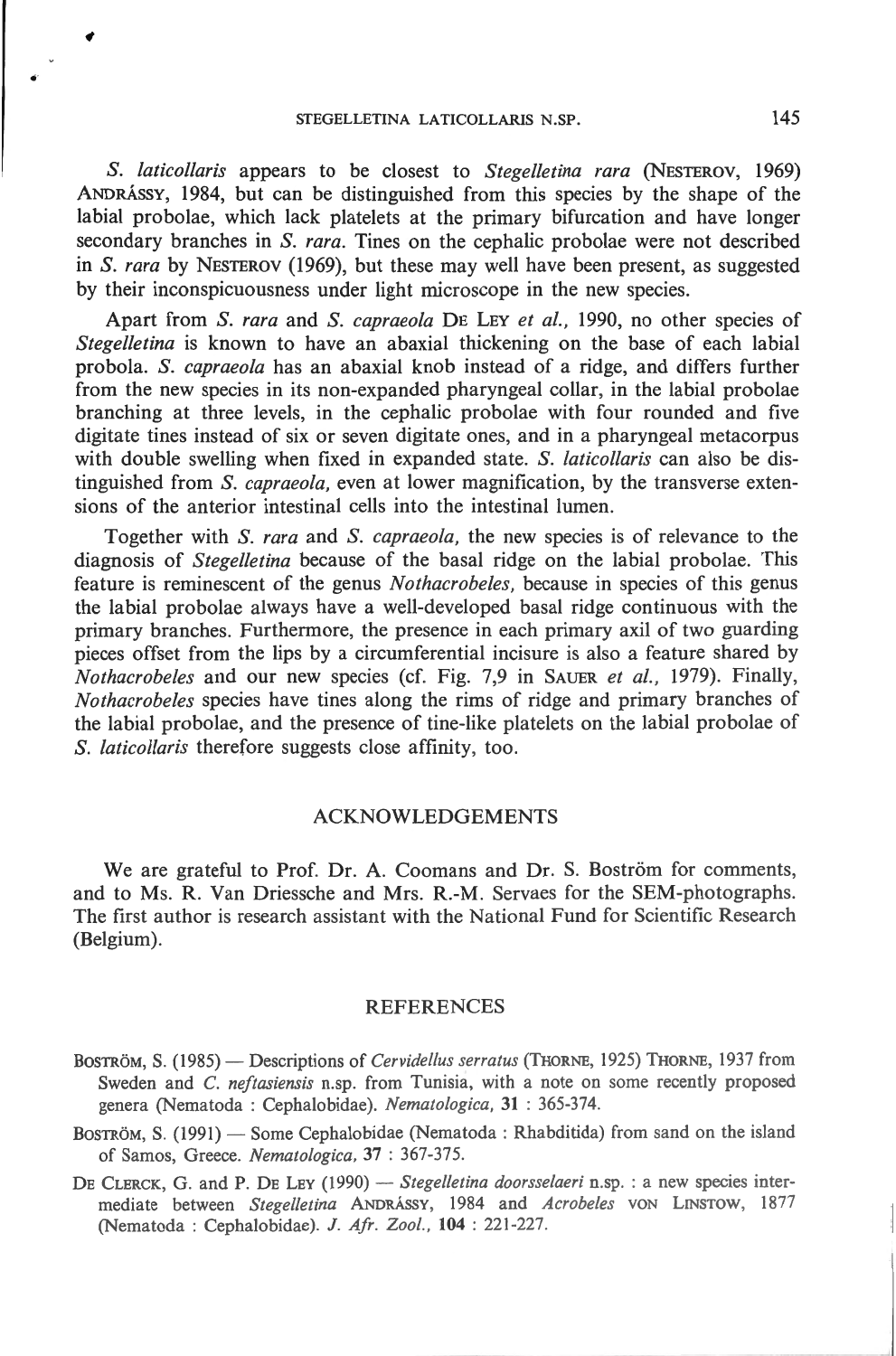*S. laticollaris* appears to be closest to *Stegelletina rara* (NESTEROV, 1969) ANDRÁSSY, 1984, but can be distinguished from this species by the shape of the labial probolae, which lack platelets at the primary bifurcation and have longer secondary branches in *S. rara*. Tines on the cephalic probolae were not described in *S. rara* by NESTEROV (1969), but these may well have been present, as suggested by their inconspicuousness under light microscope in the new species.

Apart from *S. rara* and *S. capraeola* DE LEY *et al.*, 1990, no other species of *Stegelletina* is known to have an abaxial thickening on the base of each labial probola. *S. capraeola* has an abaxial knob instead of a ridge, and differs further from the new species in its non-expanded pharyngeal collar, in the labial probolae branching at three levels, in the cephalic probolae with four rounded and five digitate tines instead of six or seven digitate ones, and in a pharyngeal metacorpus with double swelling when fixed in expanded state. *S. laticollaris* can also be distinguished from *S. capraeola*, even at lower magnification, by the transverse extensions of the anterior intestinal cells into the intestinal lumen.

Together with *S. rara* and *S. capraeola*, the new species is of relevance to the diagnosis of *Stegelletina* because of the basal ridge on the labial probolae. This feature is reminescent of the genus *Nothacrobeles*, because in species of this genus the labial probolae always have a well-developed basal ridge continuous with the primary branches. Furthermore, the presence in each primary axil of two guarding pieces offset from the lips by a circumferential incisure is also a feature shared by *Nothacrobeles* and our new species (cf. Fig. 7,9 in SAUER *et al.*, 1979). Finally, *Nothacrobeles* species have tines along the rims of ridge and primary branches of the labial probolae, and the presence of tine-like platelets on the labial probolae of *S. laticollaris* therefore suggests close affinity, too.

## ACKNOWLEDGEMENTS

We are grateful to Prof. Dr. A. Coomans and Dr. S. Boström for comments, and to Ms. R. Van Driessche and Mrs. R.-M. Servaes for the SEM-photographs. The first author is research assistant with the National Fund for Scientific Research (Belgium).

## REFERENCES

BOSTRÖM, S. (1985) — Descriptions of *Cervidellus serratus* (THORNE, 1925) THORNE, 1937 from Sweden and *C. neftasiensis* n.sp. from Tunisia, with a note on some recently proposed genera (Nematoda : Cephalobidae). *Nematologica*, **31** : 365-374.

BOSTRÖM, S. (1991) — Some Cephalobidae (Nematoda : Rhabditida) from sand on the island of Samos, Greece. *Nematologica*, **37** : 367-375.

DE CLERCK, G. and P. DE LEY (1990) — *Stegelletina doorsselaeri* n.sp. : a new species intermediate between *Stegelletina* ANDRÁSSY, 1984 and *Acrobeles* VON LINSTOW, 1877 (Nematoda : Cephalobidae). *J. Afr. Zool.*, **104** : 221-227.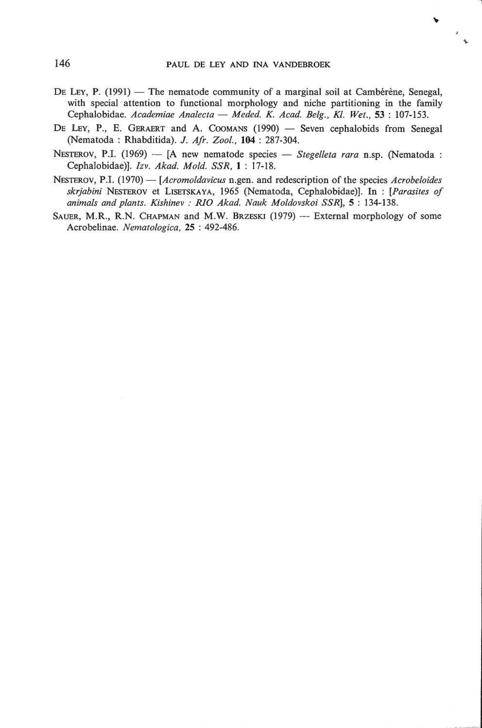De Ley, P. (1991) — The nematode community of a marginal soil at Cambérène, Senegal, with special attention to functional morphology and niche partitioning in the family Cephalobidae. *Academiae Analecta — Meded. K. Acad. Belg., Kl. Wet.*, **53** : 107-153.

De Ley, P., E. Geraert and A. Coomans (1990) — Seven cephalobids from Senegal (Nematoda : Rhabditida). *J. Afr. Zool.*, **104** : 287-304.

Nesterov, P.I. (1969) — [A new nematode species — *Stegelleta rara* n.sp. (Nematoda : Cephalobidae)]. *Izv. Akad. Mold. SSR*, **1** : 17-18.

Nesterov, P.I. (1970) — [*Acromoldavicus* n.gen. and redescription of the species *Acrobeloides skrjabini* Nesterov et Lisetskaya, 1965 (Nematoda, Cephalobidae)]. In : [*Parasites of animals and plants. Kishinev : RIO Akad. Nauk Moldovskoi SSR*], **5** : 134-138.

Sauer, M.R., R.N. Chapman and M.W. Brzeski (1979) — External morphology of some Acrobelinae. *Nematologica*, **25** : 492-486.